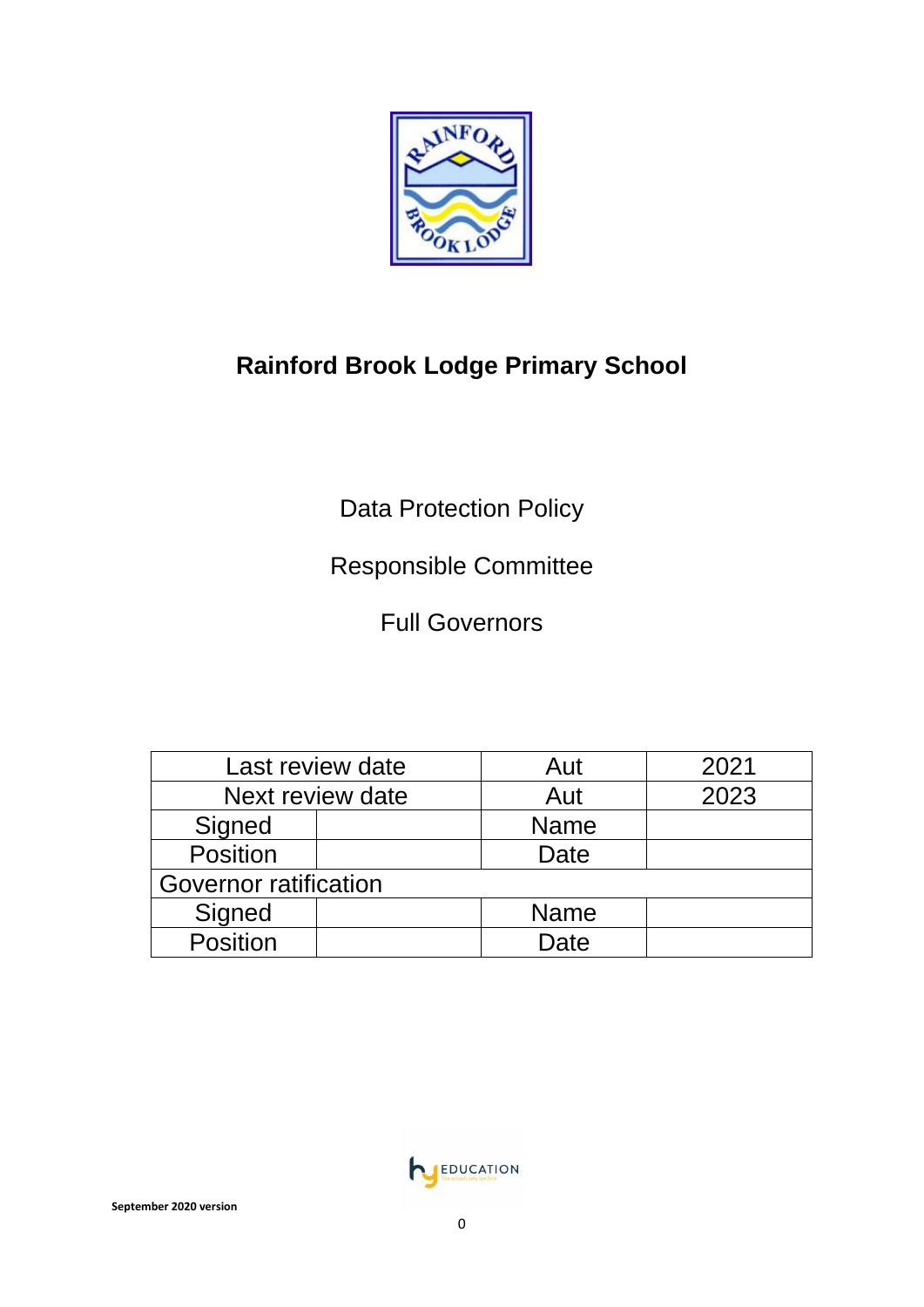# Rainford Brook Lodge Primary School

Data Protection Policy

Responsible Committee

Full Governors

| Last review date | | Aut | 2021 |
|---|---|---|---|
| Next review date | | Aut | 2023 |
| Signed | | Name | |
| Position | | Date | |
| Governor ratification | | | |
| Signed | | Name | |
| Position | | Date | |

September 2020 version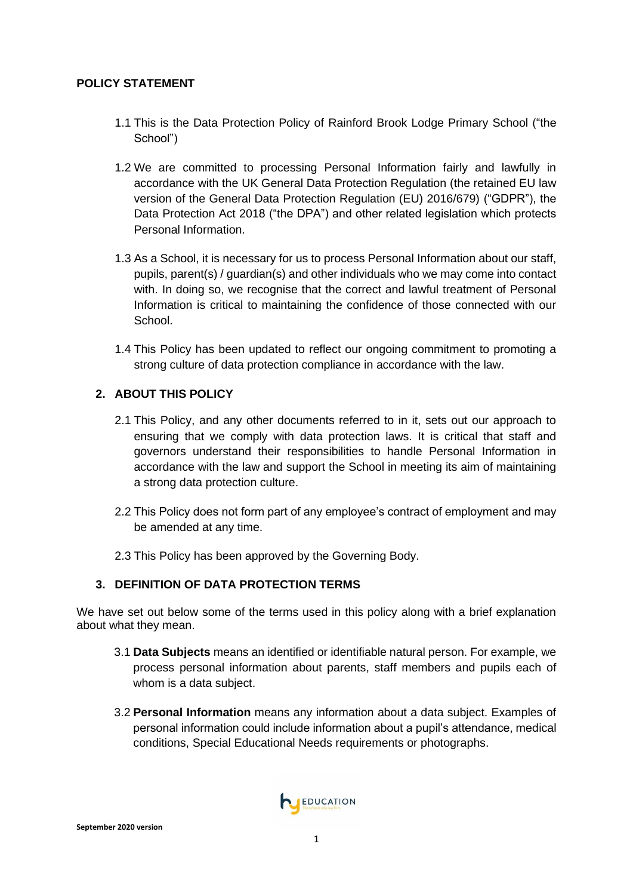## POLICY STATEMENT

1.1 This is the Data Protection Policy of Rainford Brook Lodge Primary School ("the School")

1.2 We are committed to processing Personal Information fairly and lawfully in accordance with the UK General Data Protection Regulation (the retained EU law version of the General Data Protection Regulation (EU) 2016/679) ("GDPR"), the Data Protection Act 2018 ("the DPA") and other related legislation which protects Personal Information.

1.3 As a School, it is necessary for us to process Personal Information about our staff, pupils, parent(s) / guardian(s) and other individuals who we may come into contact with. In doing so, we recognise that the correct and lawful treatment of Personal Information is critical to maintaining the confidence of those connected with our School.

1.4 This Policy has been updated to reflect our ongoing commitment to promoting a strong culture of data protection compliance in accordance with the law.

## 2. ABOUT THIS POLICY

2.1 This Policy, and any other documents referred to in it, sets out our approach to ensuring that we comply with data protection laws. It is critical that staff and governors understand their responsibilities to handle Personal Information in accordance with the law and support the School in meeting its aim of maintaining a strong data protection culture.

2.2 This Policy does not form part of any employee's contract of employment and may be amended at any time.

2.3 This Policy has been approved by the Governing Body.

## 3. DEFINITION OF DATA PROTECTION TERMS

We have set out below some of the terms used in this policy along with a brief explanation about what they mean.

3.1 **Data Subjects** means an identified or identifiable natural person. For example, we process personal information about parents, staff members and pupils each of whom is a data subject.

3.2 **Personal Information** means any information about a data subject. Examples of personal information could include information about a pupil's attendance, medical conditions, Special Educational Needs requirements or photographs.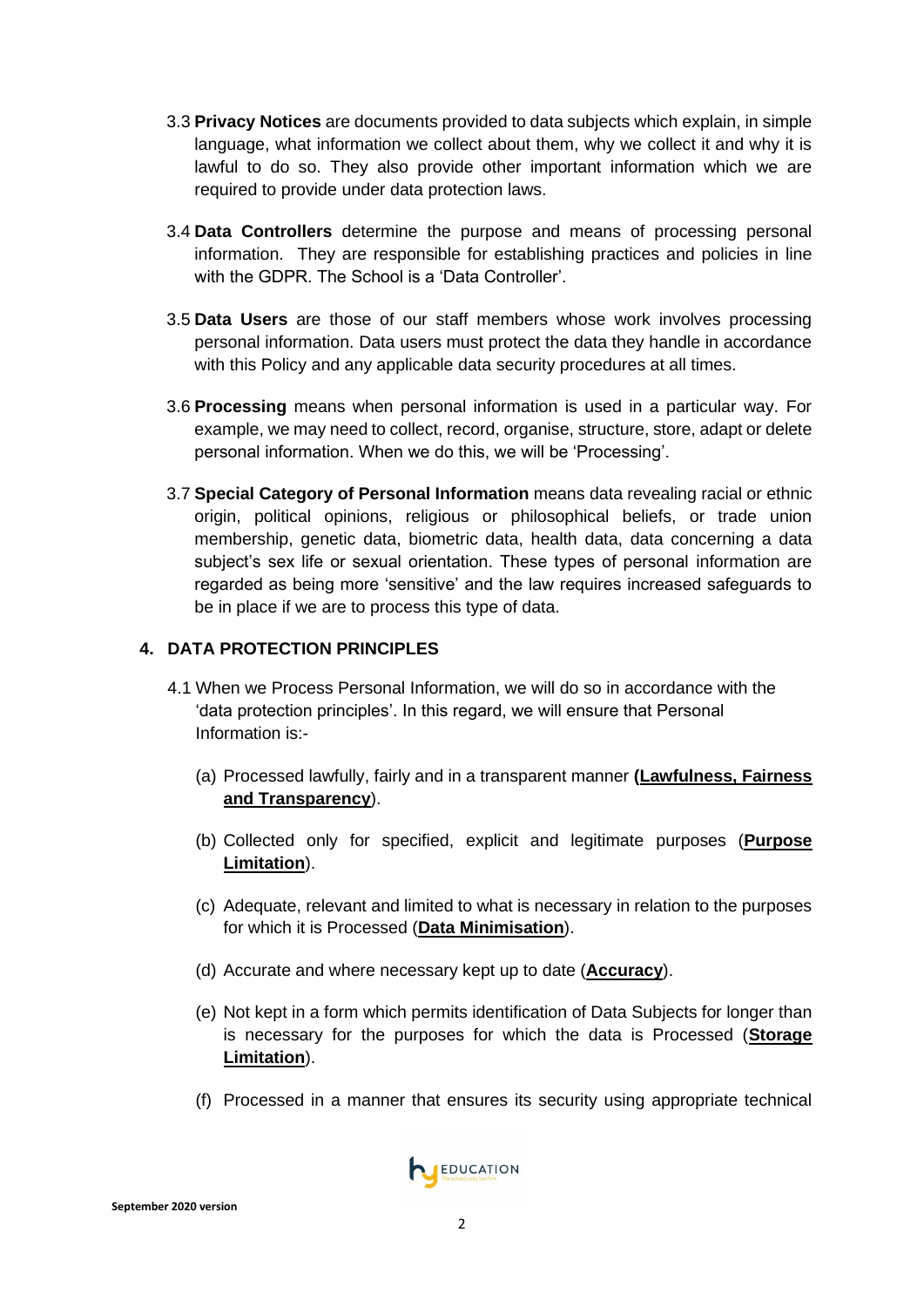3.3 **Privacy Notices** are documents provided to data subjects which explain, in simple language, what information we collect about them, why we collect it and why it is lawful to do so. They also provide other important information which we are required to provide under data protection laws.

3.4 **Data Controllers** determine the purpose and means of processing personal information. They are responsible for establishing practices and policies in line with the GDPR. The School is a 'Data Controller'.

3.5 **Data Users** are those of our staff members whose work involves processing personal information. Data users must protect the data they handle in accordance with this Policy and any applicable data security procedures at all times.

3.6 **Processing** means when personal information is used in a particular way. For example, we may need to collect, record, organise, structure, store, adapt or delete personal information. When we do this, we will be 'Processing'.

3.7 **Special Category of Personal Information** means data revealing racial or ethnic origin, political opinions, religious or philosophical beliefs, or trade union membership, genetic data, biometric data, health data, data concerning a data subject's sex life or sexual orientation. These types of personal information are regarded as being more 'sensitive' and the law requires increased safeguards to be in place if we are to process this type of data.

## 4. DATA PROTECTION PRINCIPLES

4.1 When we Process Personal Information, we will do so in accordance with the 'data protection principles'. In this regard, we will ensure that Personal Information is:-

(a) Processed lawfully, fairly and in a transparent manner **(Lawfulness, Fairness and Transparency**).

(b) Collected only for specified, explicit and legitimate purposes (**Purpose Limitation**).

(c) Adequate, relevant and limited to what is necessary in relation to the purposes for which it is Processed (**Data Minimisation**).

(d) Accurate and where necessary kept up to date (**Accuracy**).

(e) Not kept in a form which permits identification of Data Subjects for longer than is necessary for the purposes for which the data is Processed (**Storage Limitation**).

(f) Processed in a manner that ensures its security using appropriate technical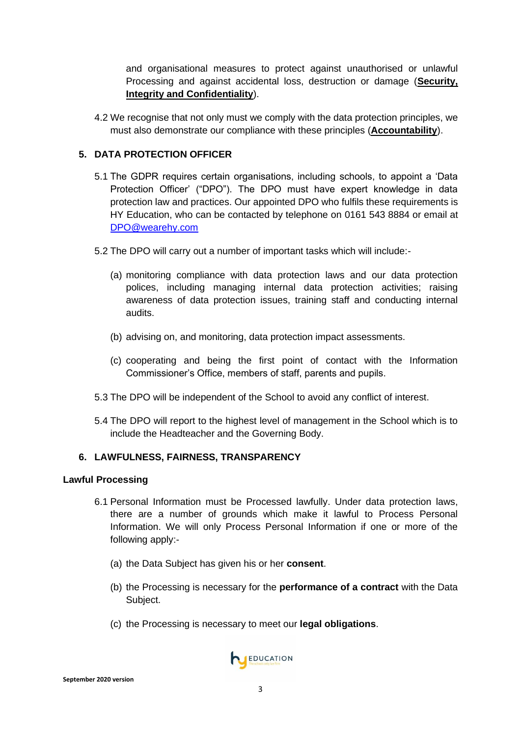and organisational measures to protect against unauthorised or unlawful Processing and against accidental loss, destruction or damage (**Security, Integrity and Confidentiality**).

4.2 We recognise that not only must we comply with the data protection principles, we must also demonstrate our compliance with these principles (**Accountability**).

## 5. DATA PROTECTION OFFICER

5.1 The GDPR requires certain organisations, including schools, to appoint a 'Data Protection Officer' ("DPO"). The DPO must have expert knowledge in data protection law and practices. Our appointed DPO who fulfils these requirements is HY Education, who can be contacted by telephone on 0161 543 8884 or email at DPO@wearehy.com

5.2 The DPO will carry out a number of important tasks which will include:-

(a) monitoring compliance with data protection laws and our data protection polices, including managing internal data protection activities; raising awareness of data protection issues, training staff and conducting internal audits.

(b) advising on, and monitoring, data protection impact assessments.

(c) cooperating and being the first point of contact with the Information Commissioner's Office, members of staff, parents and pupils.

5.3 The DPO will be independent of the School to avoid any conflict of interest.

5.4 The DPO will report to the highest level of management in the School which is to include the Headteacher and the Governing Body.

## 6. LAWFULNESS, FAIRNESS, TRANSPARENCY

### Lawful Processing

6.1 Personal Information must be Processed lawfully. Under data protection laws, there are a number of grounds which make it lawful to Process Personal Information. We will only Process Personal Information if one or more of the following apply:-

(a) the Data Subject has given his or her **consent**.

(b) the Processing is necessary for the **performance of a contract** with the Data Subject.

(c) the Processing is necessary to meet our **legal obligations**.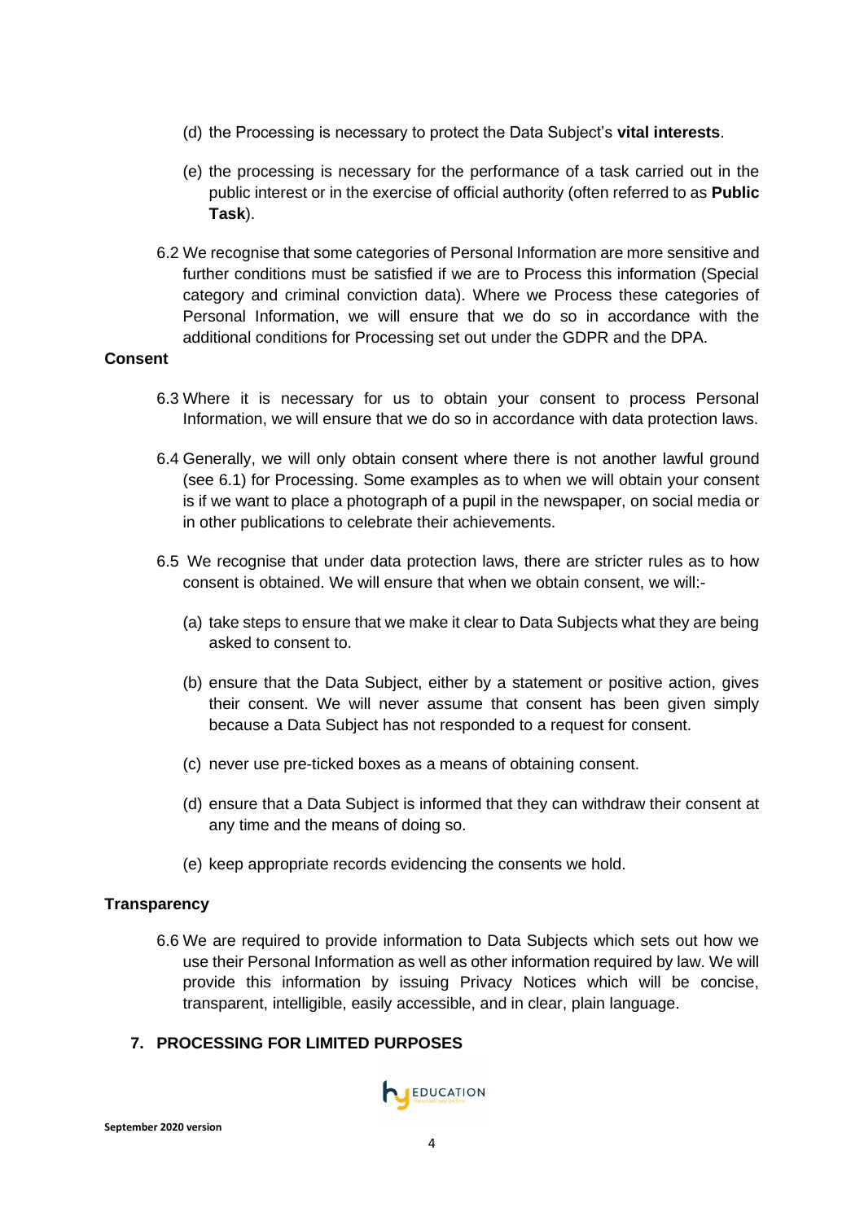(d) the Processing is necessary to protect the Data Subject's **vital interests**.

(e) the processing is necessary for the performance of a task carried out in the public interest or in the exercise of official authority (often referred to as **Public Task**).

6.2 We recognise that some categories of Personal Information are more sensitive and further conditions must be satisfied if we are to Process this information (Special category and criminal conviction data). Where we Process these categories of Personal Information, we will ensure that we do so in accordance with the additional conditions for Processing set out under the GDPR and the DPA.

**Consent**

6.3 Where it is necessary for us to obtain your consent to process Personal Information, we will ensure that we do so in accordance with data protection laws.

6.4 Generally, we will only obtain consent where there is not another lawful ground (see 6.1) for Processing. Some examples as to when we will obtain your consent is if we want to place a photograph of a pupil in the newspaper, on social media or in other publications to celebrate their achievements.

6.5 We recognise that under data protection laws, there are stricter rules as to how consent is obtained. We will ensure that when we obtain consent, we will:-

(a) take steps to ensure that we make it clear to Data Subjects what they are being asked to consent to.

(b) ensure that the Data Subject, either by a statement or positive action, gives their consent. We will never assume that consent has been given simply because a Data Subject has not responded to a request for consent.

(c) never use pre-ticked boxes as a means of obtaining consent.

(d) ensure that a Data Subject is informed that they can withdraw their consent at any time and the means of doing so.

(e) keep appropriate records evidencing the consents we hold.

**Transparency**

6.6 We are required to provide information to Data Subjects which sets out how we use their Personal Information as well as other information required by law. We will provide this information by issuing Privacy Notices which will be concise, transparent, intelligible, easily accessible, and in clear, plain language.

## 7. PROCESSING FOR LIMITED PURPOSES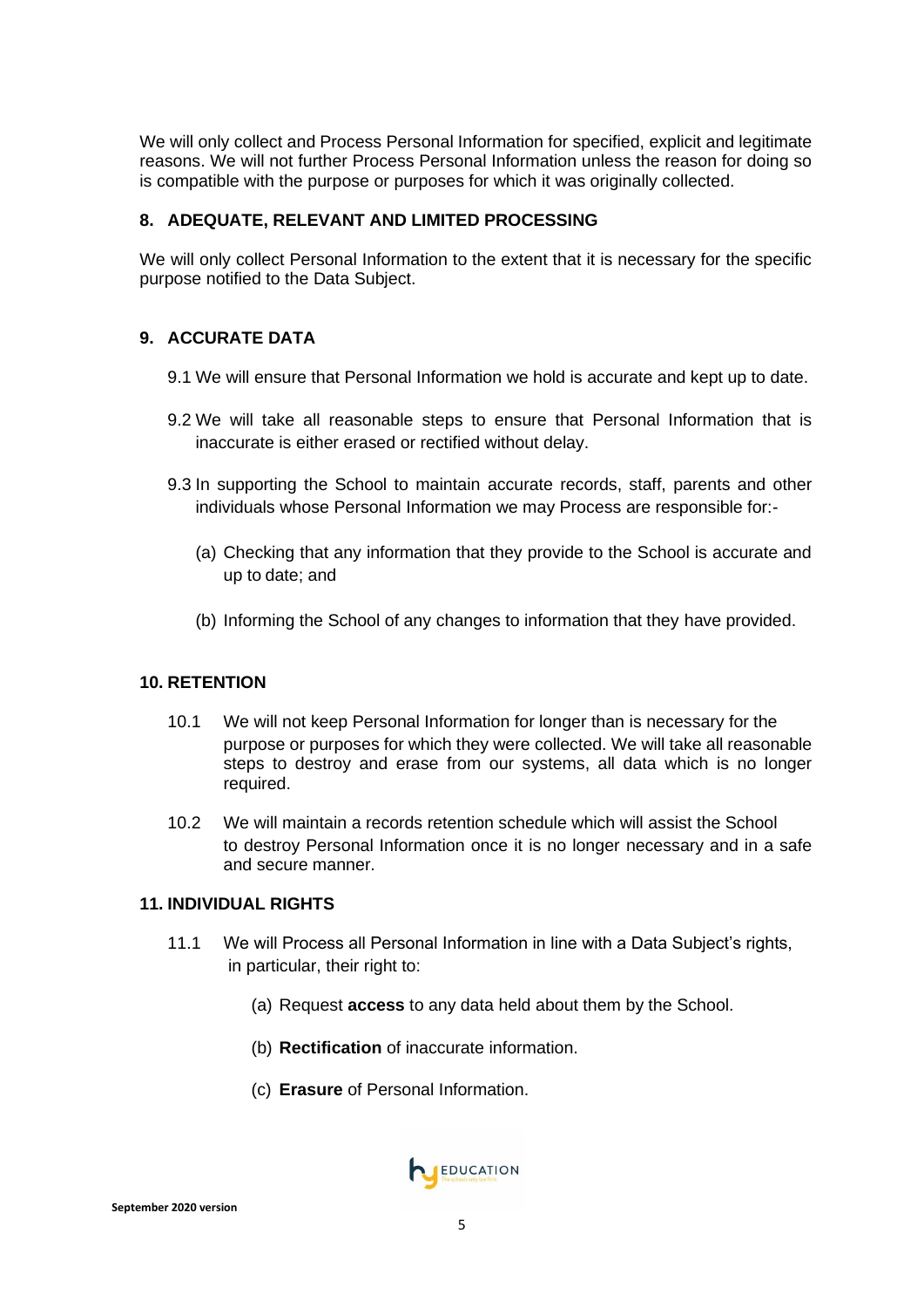We will only collect and Process Personal Information for specified, explicit and legitimate reasons. We will not further Process Personal Information unless the reason for doing so is compatible with the purpose or purposes for which it was originally collected.

## 8. ADEQUATE, RELEVANT AND LIMITED PROCESSING

We will only collect Personal Information to the extent that it is necessary for the specific purpose notified to the Data Subject.

## 9. ACCURATE DATA

9.1 We will ensure that Personal Information we hold is accurate and kept up to date.

9.2 We will take all reasonable steps to ensure that Personal Information that is inaccurate is either erased or rectified without delay.

9.3 In supporting the School to maintain accurate records, staff, parents and other individuals whose Personal Information we may Process are responsible for:-

(a) Checking that any information that they provide to the School is accurate and up to date; and

(b) Informing the School of any changes to information that they have provided.

## 10. RETENTION

10.1 We will not keep Personal Information for longer than is necessary for the purpose or purposes for which they were collected. We will take all reasonable steps to destroy and erase from our systems, all data which is no longer required.

10.2 We will maintain a records retention schedule which will assist the School to destroy Personal Information once it is no longer necessary and in a safe and secure manner.

## 11. INDIVIDUAL RIGHTS

11.1 We will Process all Personal Information in line with a Data Subject's rights, in particular, their right to:

(a) Request **access** to any data held about them by the School.

(b) **Rectification** of inaccurate information.

(c) **Erasure** of Personal Information.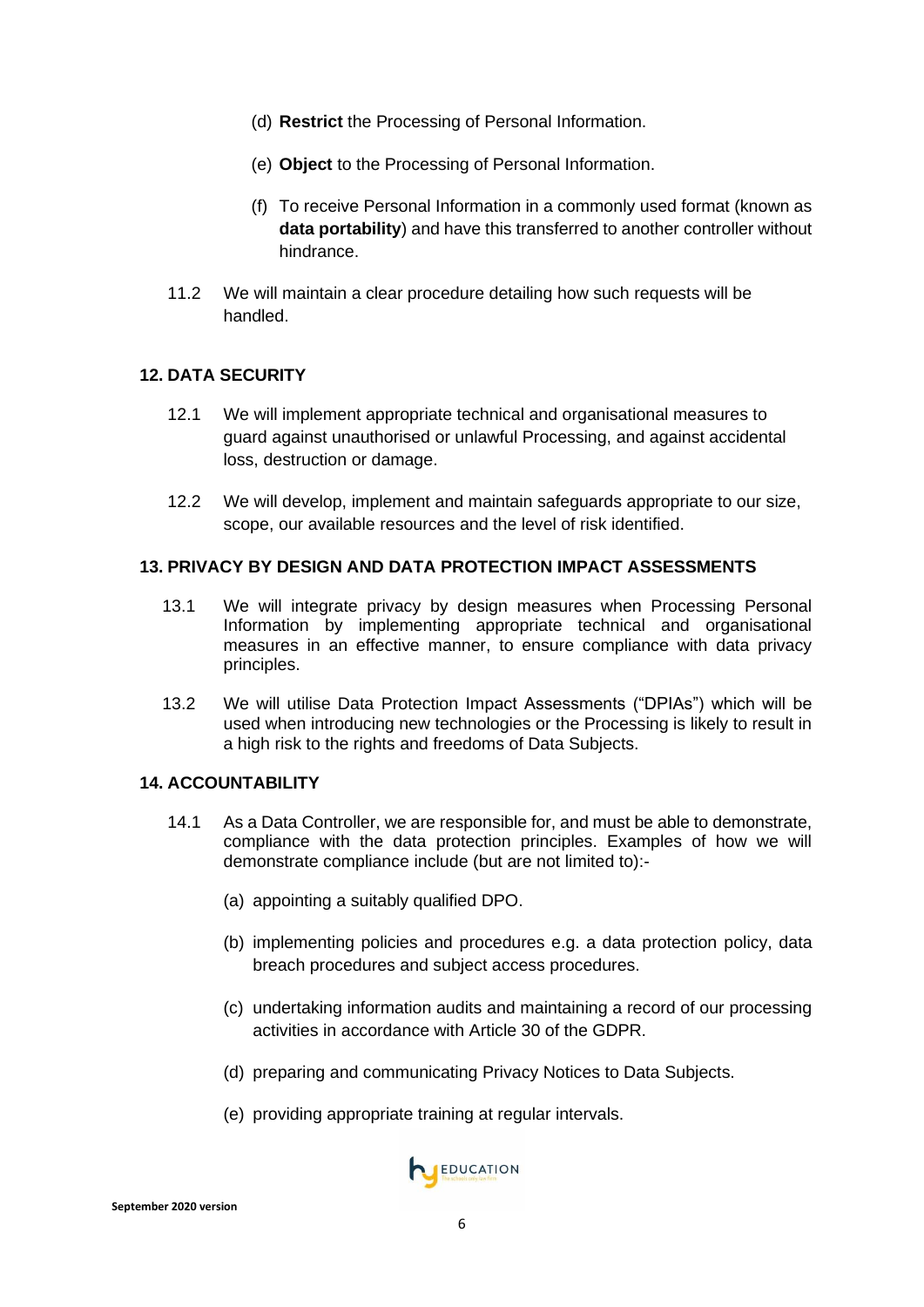(d) **Restrict** the Processing of Personal Information.

(e) **Object** to the Processing of Personal Information.

(f) To receive Personal Information in a commonly used format (known as **data portability**) and have this transferred to another controller without hindrance.

11.2 We will maintain a clear procedure detailing how such requests will be handled.

## 12. DATA SECURITY

12.1 We will implement appropriate technical and organisational measures to guard against unauthorised or unlawful Processing, and against accidental loss, destruction or damage.

12.2 We will develop, implement and maintain safeguards appropriate to our size, scope, our available resources and the level of risk identified.

## 13. PRIVACY BY DESIGN AND DATA PROTECTION IMPACT ASSESSMENTS

13.1 We will integrate privacy by design measures when Processing Personal Information by implementing appropriate technical and organisational measures in an effective manner, to ensure compliance with data privacy principles.

13.2 We will utilise Data Protection Impact Assessments ("DPIAs") which will be used when introducing new technologies or the Processing is likely to result in a high risk to the rights and freedoms of Data Subjects.

## 14. ACCOUNTABILITY

14.1 As a Data Controller, we are responsible for, and must be able to demonstrate, compliance with the data protection principles. Examples of how we will demonstrate compliance include (but are not limited to):-

(a) appointing a suitably qualified DPO.

(b) implementing policies and procedures e.g. a data protection policy, data breach procedures and subject access procedures.

(c) undertaking information audits and maintaining a record of our processing activities in accordance with Article 30 of the GDPR.

(d) preparing and communicating Privacy Notices to Data Subjects.

(e) providing appropriate training at regular intervals.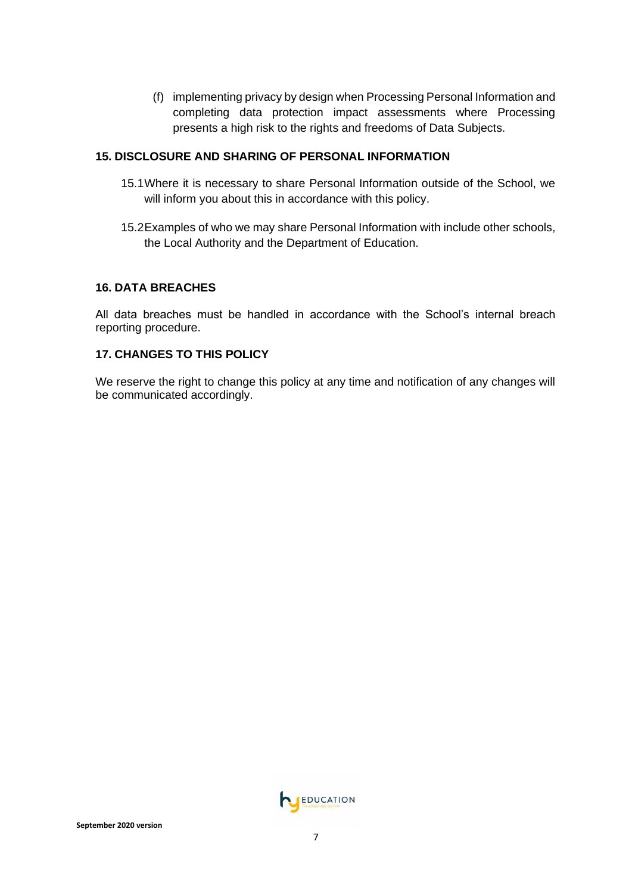(f) implementing privacy by design when Processing Personal Information and completing data protection impact assessments where Processing presents a high risk to the rights and freedoms of Data Subjects.

### 15. DISCLOSURE AND SHARING OF PERSONAL INFORMATION

15.1 Where it is necessary to share Personal Information outside of the School, we will inform you about this in accordance with this policy.

15.2 Examples of who we may share Personal Information with include other schools, the Local Authority and the Department of Education.

### 16. DATA BREACHES

All data breaches must be handled in accordance with the School's internal breach reporting procedure.

### 17. CHANGES TO THIS POLICY

We reserve the right to change this policy at any time and notification of any changes will be communicated accordingly.